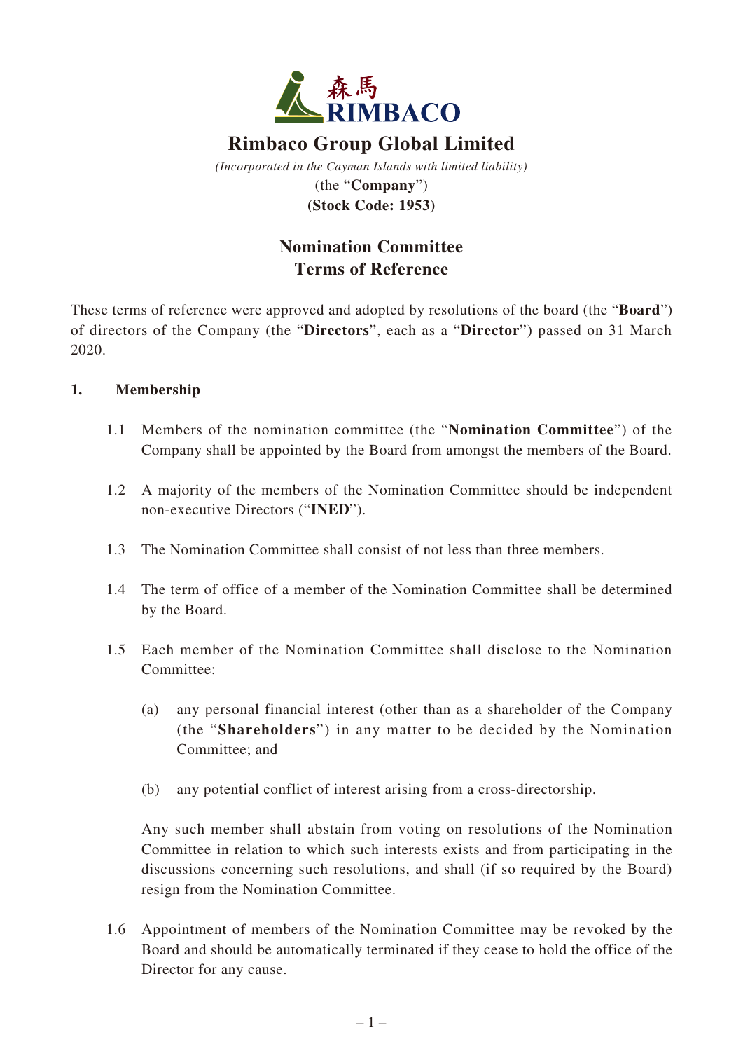森馬
RIMBACO

# Rimbaco Group Global Limited

*(Incorporated in the Cayman Islands with limited liability)*

(the "**Company**")

**(Stock Code: 1953)**

## Nomination Committee
## Terms of Reference

These terms of reference were approved and adopted by resolutions of the board (the "**Board**") of directors of the Company (the "**Directors**", each as a "**Director**") passed on 31 March 2020.

### 1. Membership

1.1 Members of the nomination committee (the "**Nomination Committee**") of the Company shall be appointed by the Board from amongst the members of the Board.

1.2 A majority of the members of the Nomination Committee should be independent non-executive Directors ("**INED**").

1.3 The Nomination Committee shall consist of not less than three members.

1.4 The term of office of a member of the Nomination Committee shall be determined by the Board.

1.5 Each member of the Nomination Committee shall disclose to the Nomination Committee:

(a) any personal financial interest (other than as a shareholder of the Company (the "**Shareholders**") in any matter to be decided by the Nomination Committee; and

(b) any potential conflict of interest arising from a cross-directorship.

Any such member shall abstain from voting on resolutions of the Nomination Committee in relation to which such interests exists and from participating in the discussions concerning such resolutions, and shall (if so required by the Board) resign from the Nomination Committee.

1.6 Appointment of members of the Nomination Committee may be revoked by the Board and should be automatically terminated if they cease to hold the office of the Director for any cause.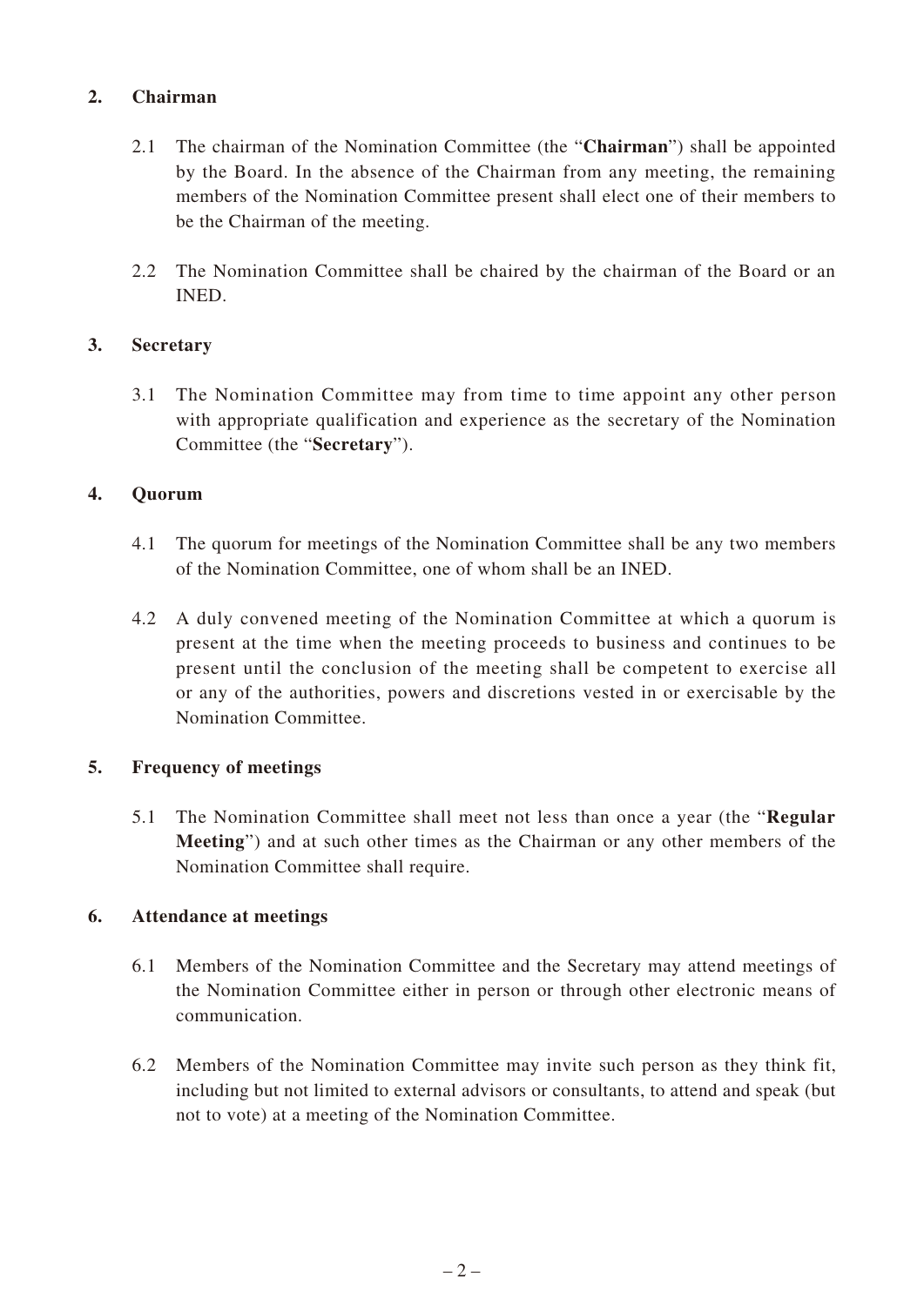## 2. Chairman

2.1 The chairman of the Nomination Committee (the "**Chairman**") shall be appointed by the Board. In the absence of the Chairman from any meeting, the remaining members of the Nomination Committee present shall elect one of their members to be the Chairman of the meeting.

2.2 The Nomination Committee shall be chaired by the chairman of the Board or an INED.

## 3. Secretary

3.1 The Nomination Committee may from time to time appoint any other person with appropriate qualification and experience as the secretary of the Nomination Committee (the "**Secretary**").

## 4. Quorum

4.1 The quorum for meetings of the Nomination Committee shall be any two members of the Nomination Committee, one of whom shall be an INED.

4.2 A duly convened meeting of the Nomination Committee at which a quorum is present at the time when the meeting proceeds to business and continues to be present until the conclusion of the meeting shall be competent to exercise all or any of the authorities, powers and discretions vested in or exercisable by the Nomination Committee.

## 5. Frequency of meetings

5.1 The Nomination Committee shall meet not less than once a year (the "**Regular Meeting**") and at such other times as the Chairman or any other members of the Nomination Committee shall require.

## 6. Attendance at meetings

6.1 Members of the Nomination Committee and the Secretary may attend meetings of the Nomination Committee either in person or through other electronic means of communication.

6.2 Members of the Nomination Committee may invite such person as they think fit, including but not limited to external advisors or consultants, to attend and speak (but not to vote) at a meeting of the Nomination Committee.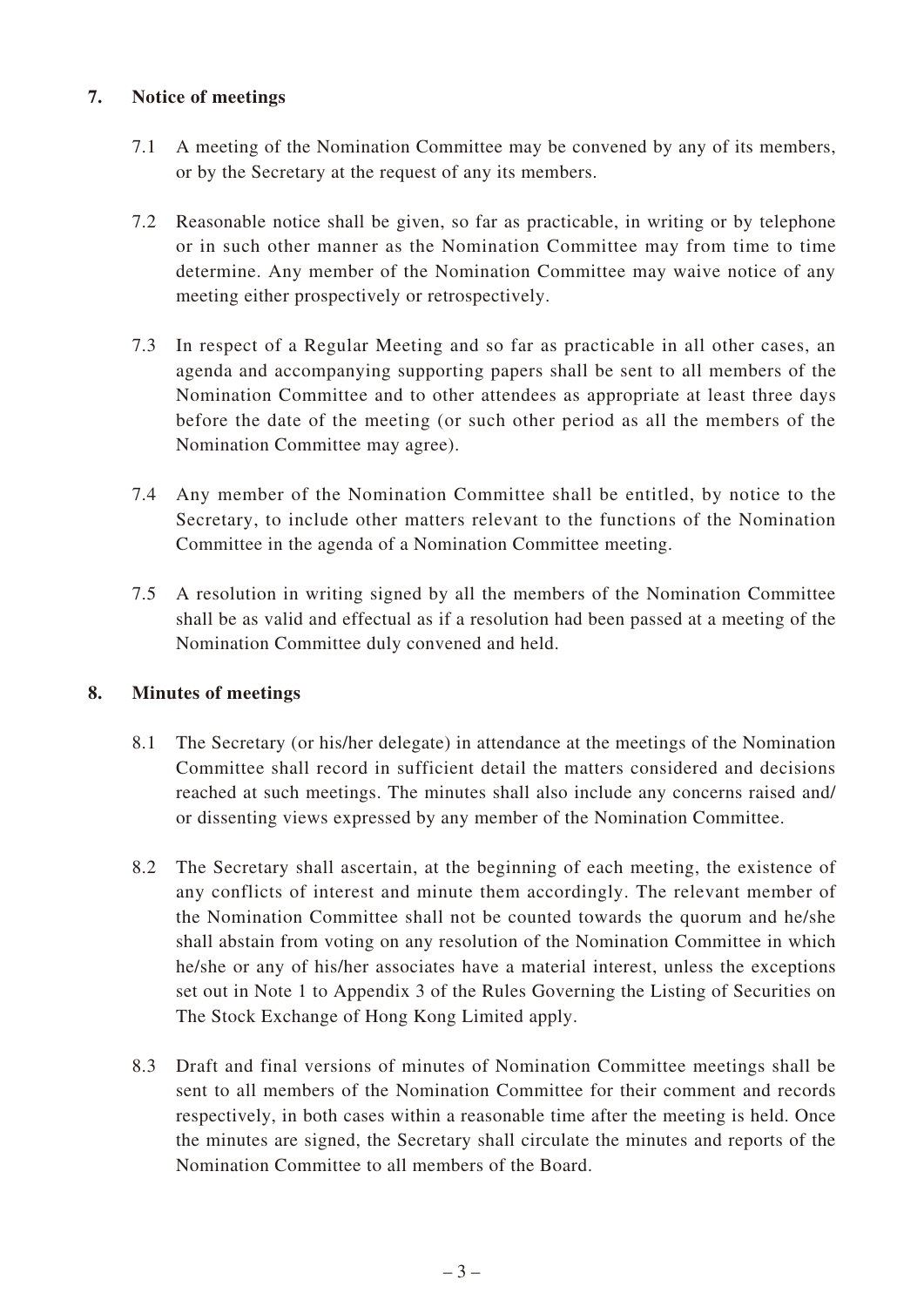## 7. Notice of meetings

7.1 A meeting of the Nomination Committee may be convened by any of its members, or by the Secretary at the request of any its members.

7.2 Reasonable notice shall be given, so far as practicable, in writing or by telephone or in such other manner as the Nomination Committee may from time to time determine. Any member of the Nomination Committee may waive notice of any meeting either prospectively or retrospectively.

7.3 In respect of a Regular Meeting and so far as practicable in all other cases, an agenda and accompanying supporting papers shall be sent to all members of the Nomination Committee and to other attendees as appropriate at least three days before the date of the meeting (or such other period as all the members of the Nomination Committee may agree).

7.4 Any member of the Nomination Committee shall be entitled, by notice to the Secretary, to include other matters relevant to the functions of the Nomination Committee in the agenda of a Nomination Committee meeting.

7.5 A resolution in writing signed by all the members of the Nomination Committee shall be as valid and effectual as if a resolution had been passed at a meeting of the Nomination Committee duly convened and held.

## 8. Minutes of meetings

8.1 The Secretary (or his/her delegate) in attendance at the meetings of the Nomination Committee shall record in sufficient detail the matters considered and decisions reached at such meetings. The minutes shall also include any concerns raised and/or dissenting views expressed by any member of the Nomination Committee.

8.2 The Secretary shall ascertain, at the beginning of each meeting, the existence of any conflicts of interest and minute them accordingly. The relevant member of the Nomination Committee shall not be counted towards the quorum and he/she shall abstain from voting on any resolution of the Nomination Committee in which he/she or any of his/her associates have a material interest, unless the exceptions set out in Note 1 to Appendix 3 of the Rules Governing the Listing of Securities on The Stock Exchange of Hong Kong Limited apply.

8.3 Draft and final versions of minutes of Nomination Committee meetings shall be sent to all members of the Nomination Committee for their comment and records respectively, in both cases within a reasonable time after the meeting is held. Once the minutes are signed, the Secretary shall circulate the minutes and reports of the Nomination Committee to all members of the Board.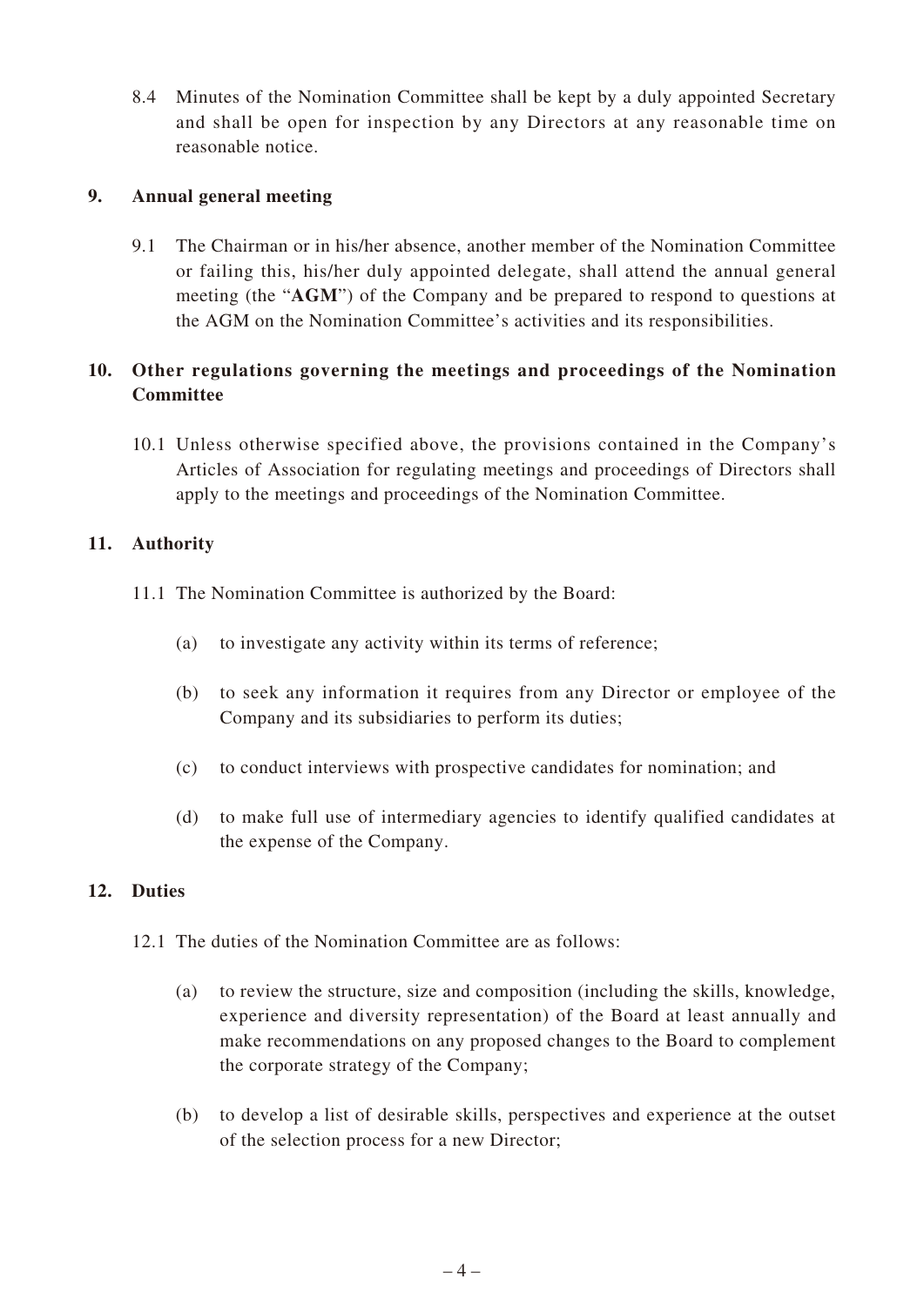8.4 Minutes of the Nomination Committee shall be kept by a duly appointed Secretary and shall be open for inspection by any Directors at any reasonable time on reasonable notice.

## 9. Annual general meeting

9.1 The Chairman or in his/her absence, another member of the Nomination Committee or failing this, his/her duly appointed delegate, shall attend the annual general meeting (the "**AGM**") of the Company and be prepared to respond to questions at the AGM on the Nomination Committee's activities and its responsibilities.

## 10. Other regulations governing the meetings and proceedings of the Nomination Committee

10.1 Unless otherwise specified above, the provisions contained in the Company's Articles of Association for regulating meetings and proceedings of Directors shall apply to the meetings and proceedings of the Nomination Committee.

## 11. Authority

11.1 The Nomination Committee is authorized by the Board:

(a) to investigate any activity within its terms of reference;

(b) to seek any information it requires from any Director or employee of the Company and its subsidiaries to perform its duties;

(c) to conduct interviews with prospective candidates for nomination; and

(d) to make full use of intermediary agencies to identify qualified candidates at the expense of the Company.

## 12. Duties

12.1 The duties of the Nomination Committee are as follows:

(a) to review the structure, size and composition (including the skills, knowledge, experience and diversity representation) of the Board at least annually and make recommendations on any proposed changes to the Board to complement the corporate strategy of the Company;

(b) to develop a list of desirable skills, perspectives and experience at the outset of the selection process for a new Director;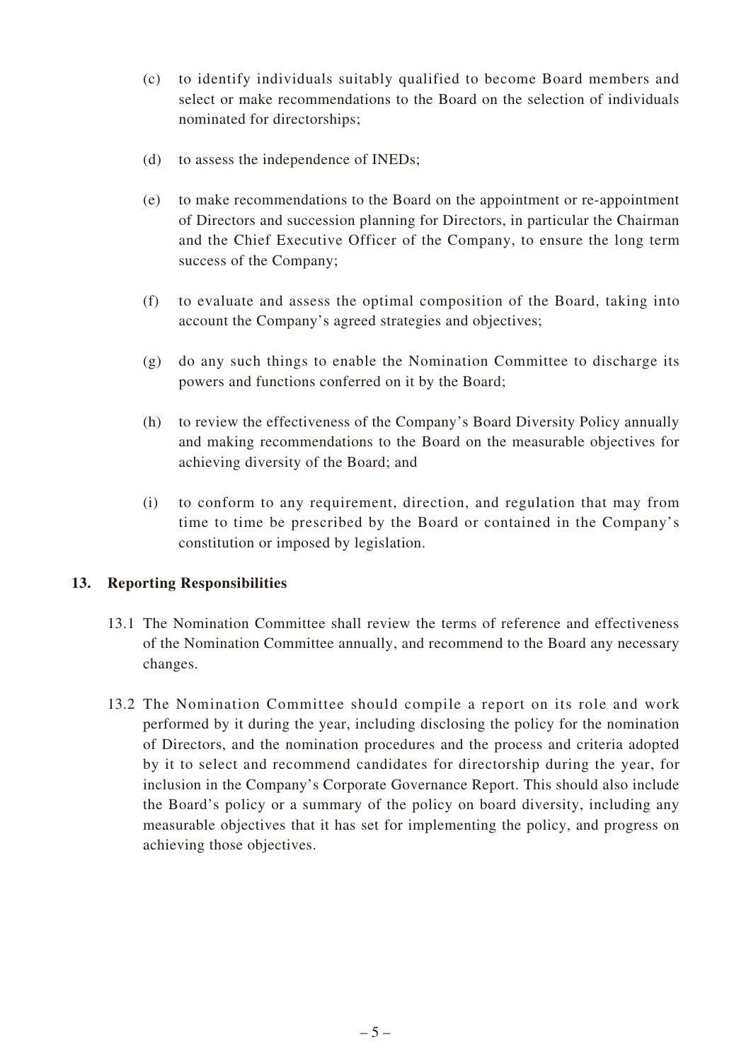(c) to identify individuals suitably qualified to become Board members and select or make recommendations to the Board on the selection of individuals nominated for directorships;

(d) to assess the independence of INEDs;

(e) to make recommendations to the Board on the appointment or re-appointment of Directors and succession planning for Directors, in particular the Chairman and the Chief Executive Officer of the Company, to ensure the long term success of the Company;

(f) to evaluate and assess the optimal composition of the Board, taking into account the Company's agreed strategies and objectives;

(g) do any such things to enable the Nomination Committee to discharge its powers and functions conferred on it by the Board;

(h) to review the effectiveness of the Company's Board Diversity Policy annually and making recommendations to the Board on the measurable objectives for achieving diversity of the Board; and

(i) to conform to any requirement, direction, and regulation that may from time to time be prescribed by the Board or contained in the Company's constitution or imposed by legislation.

**13. Reporting Responsibilities**

13.1 The Nomination Committee shall review the terms of reference and effectiveness of the Nomination Committee annually, and recommend to the Board any necessary changes.

13.2 The Nomination Committee should compile a report on its role and work performed by it during the year, including disclosing the policy for the nomination of Directors, and the nomination procedures and the process and criteria adopted by it to select and recommend candidates for directorship during the year, for inclusion in the Company's Corporate Governance Report. This should also include the Board's policy or a summary of the policy on board diversity, including any measurable objectives that it has set for implementing the policy, and progress on achieving those objectives.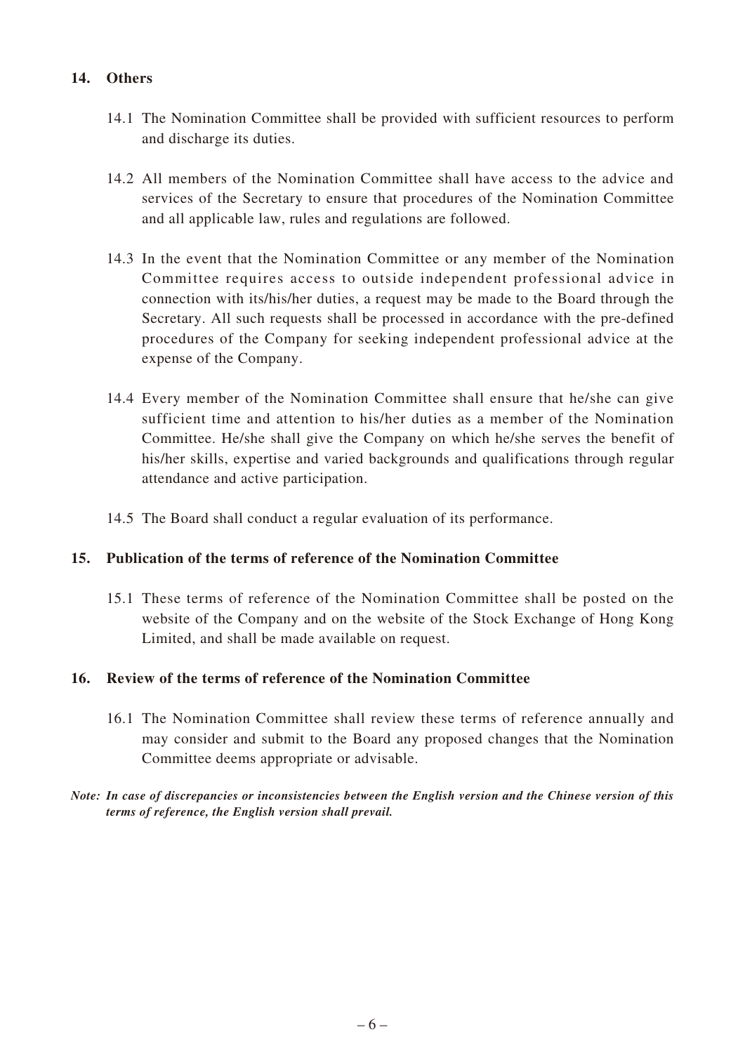## 14. Others

14.1 The Nomination Committee shall be provided with sufficient resources to perform and discharge its duties.

14.2 All members of the Nomination Committee shall have access to the advice and services of the Secretary to ensure that procedures of the Nomination Committee and all applicable law, rules and regulations are followed.

14.3 In the event that the Nomination Committee or any member of the Nomination Committee requires access to outside independent professional advice in connection with its/his/her duties, a request may be made to the Board through the Secretary. All such requests shall be processed in accordance with the pre-defined procedures of the Company for seeking independent professional advice at the expense of the Company.

14.4 Every member of the Nomination Committee shall ensure that he/she can give sufficient time and attention to his/her duties as a member of the Nomination Committee. He/she shall give the Company on which he/she serves the benefit of his/her skills, expertise and varied backgrounds and qualifications through regular attendance and active participation.

14.5 The Board shall conduct a regular evaluation of its performance.

## 15. Publication of the terms of reference of the Nomination Committee

15.1 These terms of reference of the Nomination Committee shall be posted on the website of the Company and on the website of the Stock Exchange of Hong Kong Limited, and shall be made available on request.

## 16. Review of the terms of reference of the Nomination Committee

16.1 The Nomination Committee shall review these terms of reference annually and may consider and submit to the Board any proposed changes that the Nomination Committee deems appropriate or advisable.

***Note: In case of discrepancies or inconsistencies between the English version and the Chinese version of this terms of reference, the English version shall prevail.***